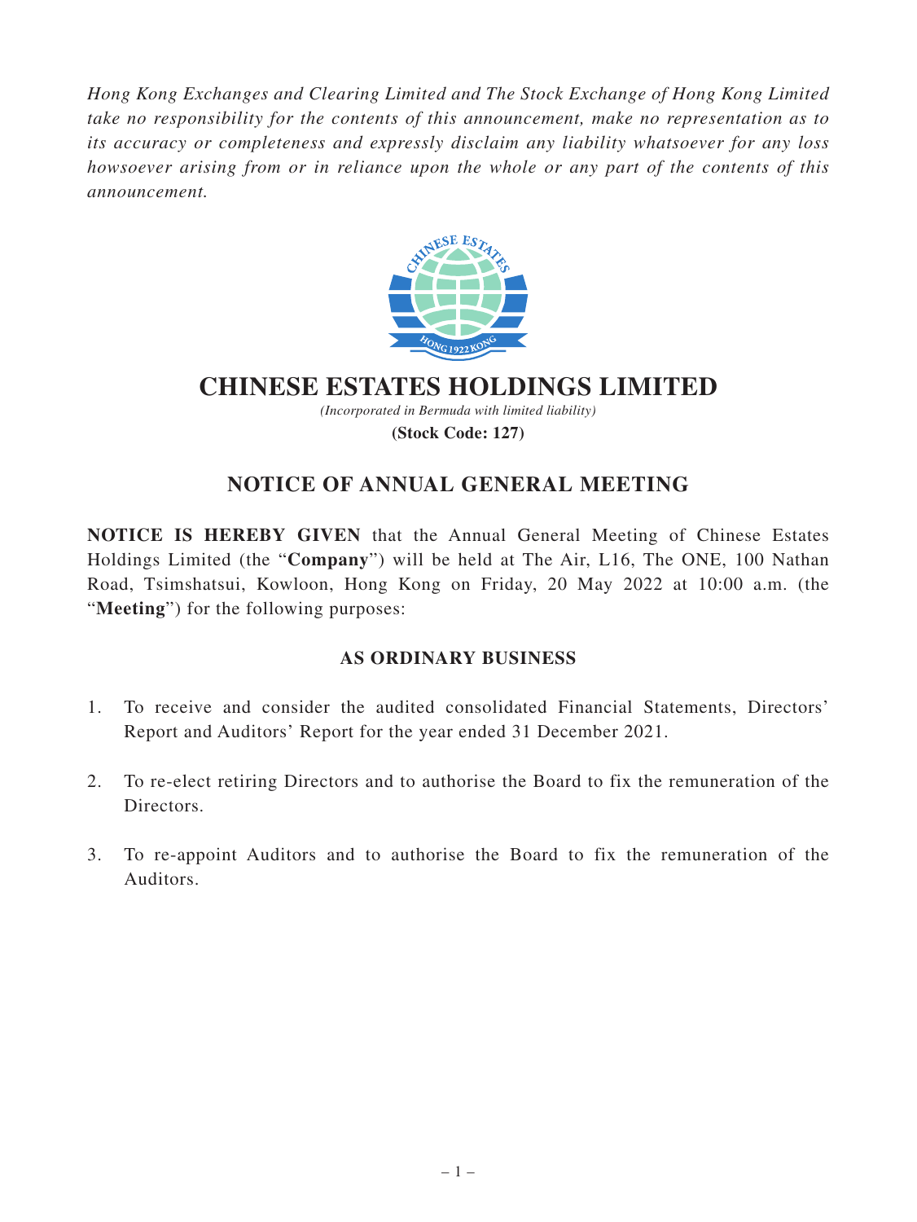*Hong Kong Exchanges and Clearing Limited and The Stock Exchange of Hong Kong Limited take no responsibility for the contents of this announcement, make no representation as to its accuracy or completeness and expressly disclaim any liability whatsoever for any loss howsoever arising from or in reliance upon the whole or any part of the contents of this announcement.*

# CHINESE ESTATES HOLDINGS LIMITED

*(Incorporated in Bermuda with limited liability)*

**(Stock Code: 127)**

## NOTICE OF ANNUAL GENERAL MEETING

**NOTICE IS HEREBY GIVEN** that the Annual General Meeting of Chinese Estates Holdings Limited (the "**Company**") will be held at The Air, L16, The ONE, 100 Nathan Road, Tsimshatsui, Kowloon, Hong Kong on Friday, 20 May 2022 at 10:00 a.m. (the "**Meeting**") for the following purposes:

### AS ORDINARY BUSINESS

1. To receive and consider the audited consolidated Financial Statements, Directors' Report and Auditors' Report for the year ended 31 December 2021.

2. To re-elect retiring Directors and to authorise the Board to fix the remuneration of the Directors.

3. To re-appoint Auditors and to authorise the Board to fix the remuneration of the Auditors.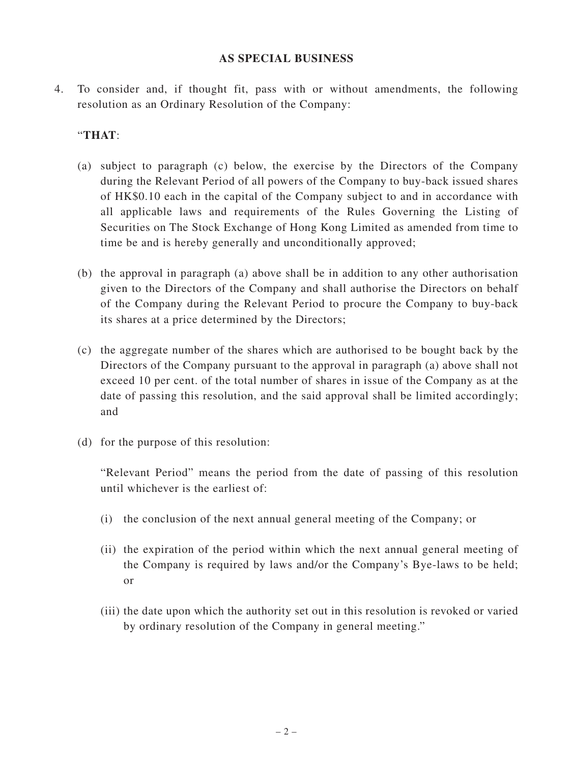## AS SPECIAL BUSINESS

4. To consider and, if thought fit, pass with or without amendments, the following resolution as an Ordinary Resolution of the Company:

   "**THAT**:

   (a) subject to paragraph (c) below, the exercise by the Directors of the Company during the Relevant Period of all powers of the Company to buy-back issued shares of HK$0.10 each in the capital of the Company subject to and in accordance with all applicable laws and requirements of the Rules Governing the Listing of Securities on The Stock Exchange of Hong Kong Limited as amended from time to time be and is hereby generally and unconditionally approved;

   (b) the approval in paragraph (a) above shall be in addition to any other authorisation given to the Directors of the Company and shall authorise the Directors on behalf of the Company during the Relevant Period to procure the Company to buy-back its shares at a price determined by the Directors;

   (c) the aggregate number of the shares which are authorised to be bought back by the Directors of the Company pursuant to the approval in paragraph (a) above shall not exceed 10 per cent. of the total number of shares in issue of the Company as at the date of passing this resolution, and the said approval shall be limited accordingly; and

   (d) for the purpose of this resolution:

   "Relevant Period" means the period from the date of passing of this resolution until whichever is the earliest of:

   (i) the conclusion of the next annual general meeting of the Company; or

   (ii) the expiration of the period within which the next annual general meeting of the Company is required by laws and/or the Company's Bye-laws to be held; or

   (iii) the date upon which the authority set out in this resolution is revoked or varied by ordinary resolution of the Company in general meeting."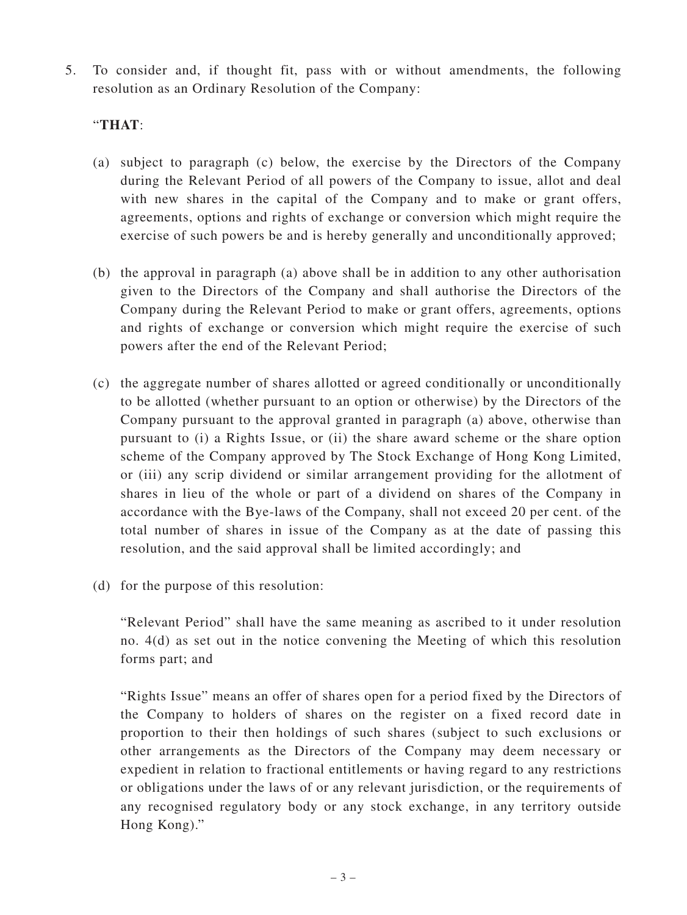5. To consider and, if thought fit, pass with or without amendments, the following resolution as an Ordinary Resolution of the Company:

   "**THAT**:

   (a) subject to paragraph (c) below, the exercise by the Directors of the Company during the Relevant Period of all powers of the Company to issue, allot and deal with new shares in the capital of the Company and to make or grant offers, agreements, options and rights of exchange or conversion which might require the exercise of such powers be and is hereby generally and unconditionally approved;

   (b) the approval in paragraph (a) above shall be in addition to any other authorisation given to the Directors of the Company and shall authorise the Directors of the Company during the Relevant Period to make or grant offers, agreements, options and rights of exchange or conversion which might require the exercise of such powers after the end of the Relevant Period;

   (c) the aggregate number of shares allotted or agreed conditionally or unconditionally to be allotted (whether pursuant to an option or otherwise) by the Directors of the Company pursuant to the approval granted in paragraph (a) above, otherwise than pursuant to (i) a Rights Issue, or (ii) the share award scheme or the share option scheme of the Company approved by The Stock Exchange of Hong Kong Limited, or (iii) any scrip dividend or similar arrangement providing for the allotment of shares in lieu of the whole or part of a dividend on shares of the Company in accordance with the Bye-laws of the Company, shall not exceed 20 per cent. of the total number of shares in issue of the Company as at the date of passing this resolution, and the said approval shall be limited accordingly; and

   (d) for the purpose of this resolution:

   "Relevant Period" shall have the same meaning as ascribed to it under resolution no. 4(d) as set out in the notice convening the Meeting of which this resolution forms part; and

   "Rights Issue" means an offer of shares open for a period fixed by the Directors of the Company to holders of shares on the register on a fixed record date in proportion to their then holdings of such shares (subject to such exclusions or other arrangements as the Directors of the Company may deem necessary or expedient in relation to fractional entitlements or having regard to any restrictions or obligations under the laws of or any relevant jurisdiction, or the requirements of any recognised regulatory body or any stock exchange, in any territory outside Hong Kong)."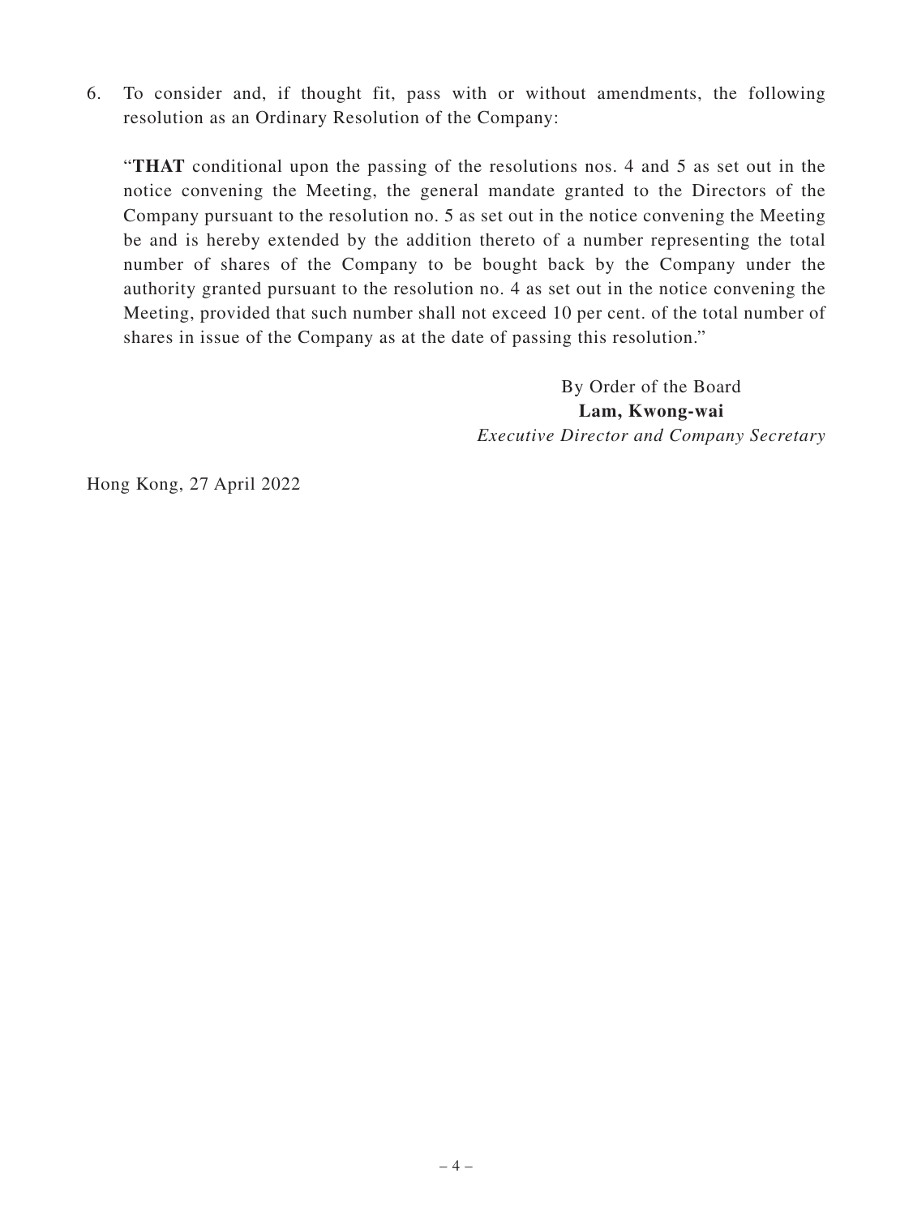6. To consider and, if thought fit, pass with or without amendments, the following resolution as an Ordinary Resolution of the Company:

   "**THAT** conditional upon the passing of the resolutions nos. 4 and 5 as set out in the notice convening the Meeting, the general mandate granted to the Directors of the Company pursuant to the resolution no. 5 as set out in the notice convening the Meeting be and is hereby extended by the addition thereto of a number representing the total number of shares of the Company to be bought back by the Company under the authority granted pursuant to the resolution no. 4 as set out in the notice convening the Meeting, provided that such number shall not exceed 10 per cent. of the total number of shares in issue of the Company as at the date of passing this resolution."

By Order of the Board
**Lam, Kwong-wai**
*Executive Director and Company Secretary*

Hong Kong, 27 April 2022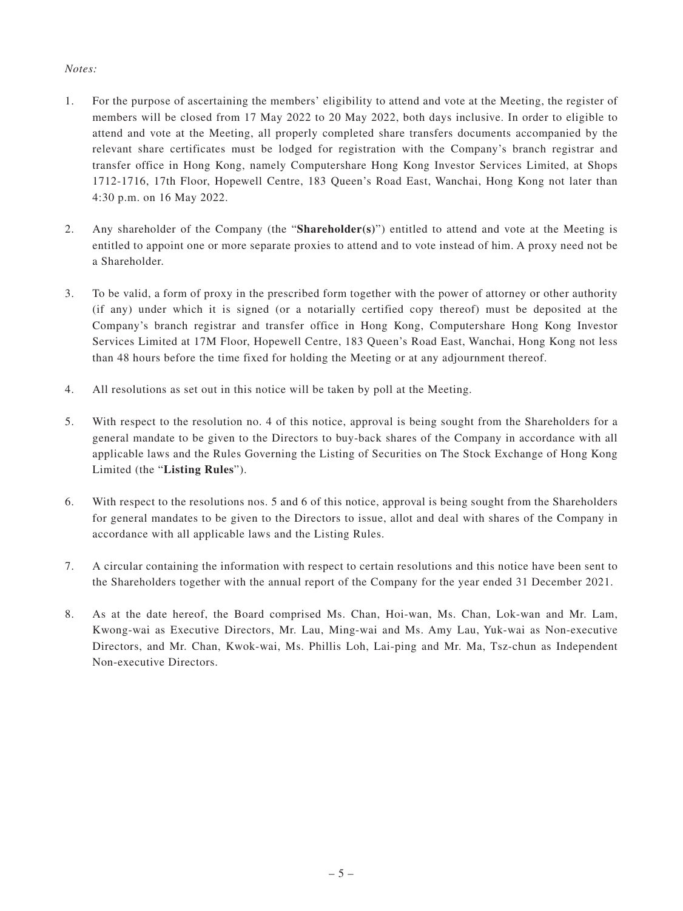*Notes:*

1. For the purpose of ascertaining the members' eligibility to attend and vote at the Meeting, the register of members will be closed from 17 May 2022 to 20 May 2022, both days inclusive. In order to eligible to attend and vote at the Meeting, all properly completed share transfers documents accompanied by the relevant share certificates must be lodged for registration with the Company's branch registrar and transfer office in Hong Kong, namely Computershare Hong Kong Investor Services Limited, at Shops 1712-1716, 17th Floor, Hopewell Centre, 183 Queen's Road East, Wanchai, Hong Kong not later than 4:30 p.m. on 16 May 2022.

2. Any shareholder of the Company (the "**Shareholder(s)**") entitled to attend and vote at the Meeting is entitled to appoint one or more separate proxies to attend and to vote instead of him. A proxy need not be a Shareholder.

3. To be valid, a form of proxy in the prescribed form together with the power of attorney or other authority (if any) under which it is signed (or a notarially certified copy thereof) must be deposited at the Company's branch registrar and transfer office in Hong Kong, Computershare Hong Kong Investor Services Limited at 17M Floor, Hopewell Centre, 183 Queen's Road East, Wanchai, Hong Kong not less than 48 hours before the time fixed for holding the Meeting or at any adjournment thereof.

4. All resolutions as set out in this notice will be taken by poll at the Meeting.

5. With respect to the resolution no. 4 of this notice, approval is being sought from the Shareholders for a general mandate to be given to the Directors to buy-back shares of the Company in accordance with all applicable laws and the Rules Governing the Listing of Securities on The Stock Exchange of Hong Kong Limited (the "**Listing Rules**").

6. With respect to the resolutions nos. 5 and 6 of this notice, approval is being sought from the Shareholders for general mandates to be given to the Directors to issue, allot and deal with shares of the Company in accordance with all applicable laws and the Listing Rules.

7. A circular containing the information with respect to certain resolutions and this notice have been sent to the Shareholders together with the annual report of the Company for the year ended 31 December 2021.

8. As at the date hereof, the Board comprised Ms. Chan, Hoi-wan, Ms. Chan, Lok-wan and Mr. Lam, Kwong-wai as Executive Directors, Mr. Lau, Ming-wai and Ms. Amy Lau, Yuk-wai as Non-executive Directors, and Mr. Chan, Kwok-wai, Ms. Phillis Loh, Lai-ping and Mr. Ma, Tsz-chun as Independent Non-executive Directors.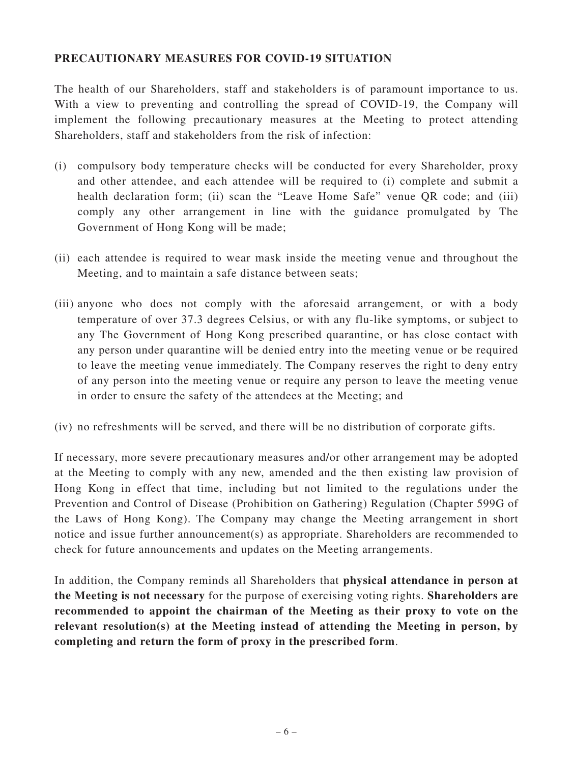## PRECAUTIONARY MEASURES FOR COVID-19 SITUATION

The health of our Shareholders, staff and stakeholders is of paramount importance to us. With a view to preventing and controlling the spread of COVID-19, the Company will implement the following precautionary measures at the Meeting to protect attending Shareholders, staff and stakeholders from the risk of infection:

(i) compulsory body temperature checks will be conducted for every Shareholder, proxy and other attendee, and each attendee will be required to (i) complete and submit a health declaration form; (ii) scan the "Leave Home Safe" venue QR code; and (iii) comply any other arrangement in line with the guidance promulgated by The Government of Hong Kong will be made;

(ii) each attendee is required to wear mask inside the meeting venue and throughout the Meeting, and to maintain a safe distance between seats;

(iii) anyone who does not comply with the aforesaid arrangement, or with a body temperature of over 37.3 degrees Celsius, or with any flu-like symptoms, or subject to any The Government of Hong Kong prescribed quarantine, or has close contact with any person under quarantine will be denied entry into the meeting venue or be required to leave the meeting venue immediately. The Company reserves the right to deny entry of any person into the meeting venue or require any person to leave the meeting venue in order to ensure the safety of the attendees at the Meeting; and

(iv) no refreshments will be served, and there will be no distribution of corporate gifts.

If necessary, more severe precautionary measures and/or other arrangement may be adopted at the Meeting to comply with any new, amended and the then existing law provision of Hong Kong in effect that time, including but not limited to the regulations under the Prevention and Control of Disease (Prohibition on Gathering) Regulation (Chapter 599G of the Laws of Hong Kong). The Company may change the Meeting arrangement in short notice and issue further announcement(s) as appropriate. Shareholders are recommended to check for future announcements and updates on the Meeting arrangements.

In addition, the Company reminds all Shareholders that **physical attendance in person at the Meeting is not necessary** for the purpose of exercising voting rights. **Shareholders are recommended to appoint the chairman of the Meeting as their proxy to vote on the relevant resolution(s) at the Meeting instead of attending the Meeting in person, by completing and return the form of proxy in the prescribed form**.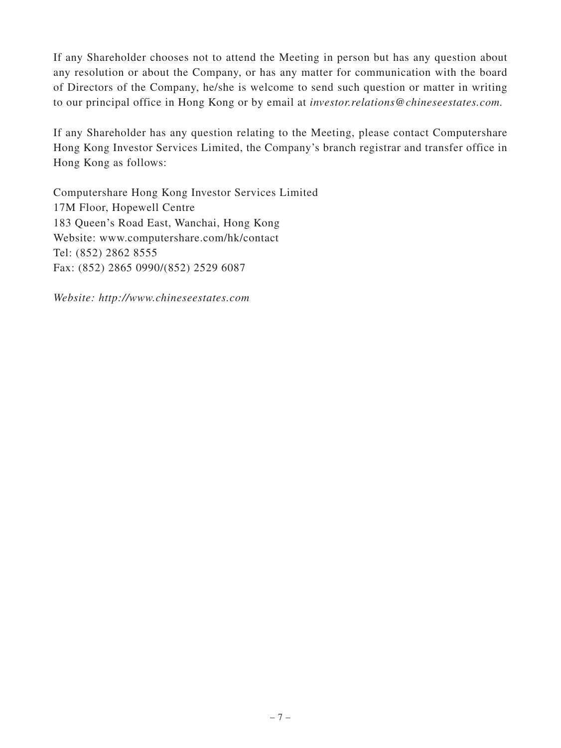If any Shareholder chooses not to attend the Meeting in person but has any question about any resolution or about the Company, or has any matter for communication with the board of Directors of the Company, he/she is welcome to send such question or matter in writing to our principal office in Hong Kong or by email at *investor.relations@chineseestates.com.*

If any Shareholder has any question relating to the Meeting, please contact Computershare Hong Kong Investor Services Limited, the Company's branch registrar and transfer office in Hong Kong as follows:

Computershare Hong Kong Investor Services Limited
17M Floor, Hopewell Centre
183 Queen's Road East, Wanchai, Hong Kong
Website: www.computershare.com/hk/contact
Tel: (852) 2862 8555
Fax: (852) 2865 0990/(852) 2529 6087

*Website: http://www.chineseestates.com*